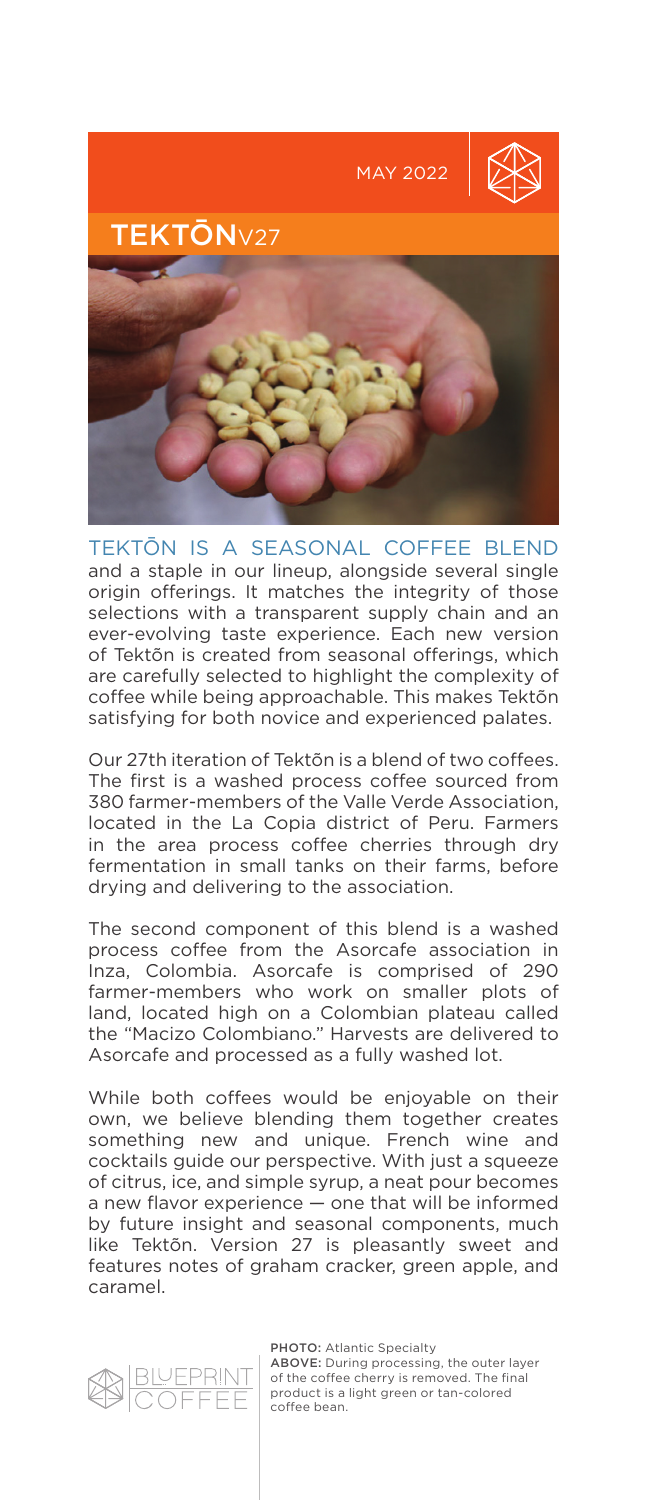MAY 2022

# TEKTŌNV27

TEKTŌN IS A SEASONAL COFFEE BLEND and a staple in our lineup, alongside several single origin offerings. It matches the integrity of those selections with a transparent supply chain and an ever-evolving taste experience. Each new version of Tektõn is created from seasonal offerings, which are carefully selected to highlight the complexity of coffee while being approachable. This makes Tektõn satisfying for both novice and experienced palates.

Our 27th iteration of Tektõn is a blend of two coffees. The first is a washed process coffee sourced from 380 farmer-members of the Valle Verde Association, located in the La Copia district of Peru. Farmers in the area process coffee cherries through dry fermentation in small tanks on their farms, before drying and delivering to the association.

The second component of this blend is a washed process coffee from the Asorcafe association in Inza, Colombia. Asorcafe is comprised of 290 farmer-members who work on smaller plots of land, located high on a Colombian plateau called the "Macizo Colombiano." Harvests are delivered to Asorcafe and processed as a fully washed lot.

While both coffees would be enjoyable on their own, we believe blending them together creates something new and unique. French wine and cocktails guide our perspective. With just a squeeze of citrus, ice, and simple syrup, a neat pour becomes a new flavor experience — one that will be informed by future insight and seasonal components, much like Tektõn. Version 27 is pleasantly sweet and features notes of graham cracker, green apple, and caramel.

BLUEPRINT COFFEE

**PHOTO:** Atlantic Specialty
**ABOVE:** During processing, the outer layer of the coffee cherry is removed. The final product is a light green or tan-colored coffee bean.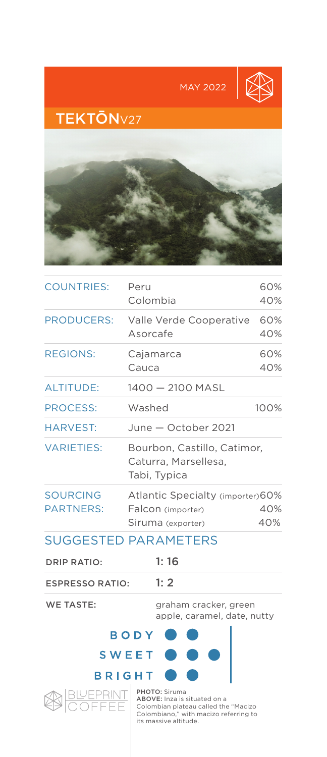MAY 2022

# TEKTŌNV27

| | | |
|---|---|---|
| COUNTRIES: | Peru<br>Colombia | 60%<br>40% |
| PRODUCERS: | Valle Verde Cooperative<br>Asorcafe | 60%<br>40% |
| REGIONS: | Cajamarca<br>Cauca | 60%<br>40% |
| ALTITUDE: | 1400 — 2100 MASL | |
| PROCESS: | Washed | 100% |
| HARVEST: | June — October 2021 | |
| VARIETIES: | Bourbon, Castillo, Catimor, Caturra, Marsellesa, Tabi, Typica | |
| SOURCING PARTNERS: | Atlantic Specialty (importer)<br>Falcon (importer)<br>Siruma (exporter) | 60%<br>40%<br>40% |

## SUGGESTED PARAMETERS

| | |
|---|---|
| DRIP RATIO: | 1: 16 |
| ESPRESSO RATIO: | 1: 2 |
| WE TASTE: | graham cracker, green apple, caramel, date, nutty |

BODY ● ●

SWEET ● ● ●

BRIGHT ● ●

BLUEPRINT COFFEE

**PHOTO:** Siruma
**ABOVE:** Inza is situated on a Colombian plateau called the "Macizo Colombiano," with macizo referring to its massive altitude.